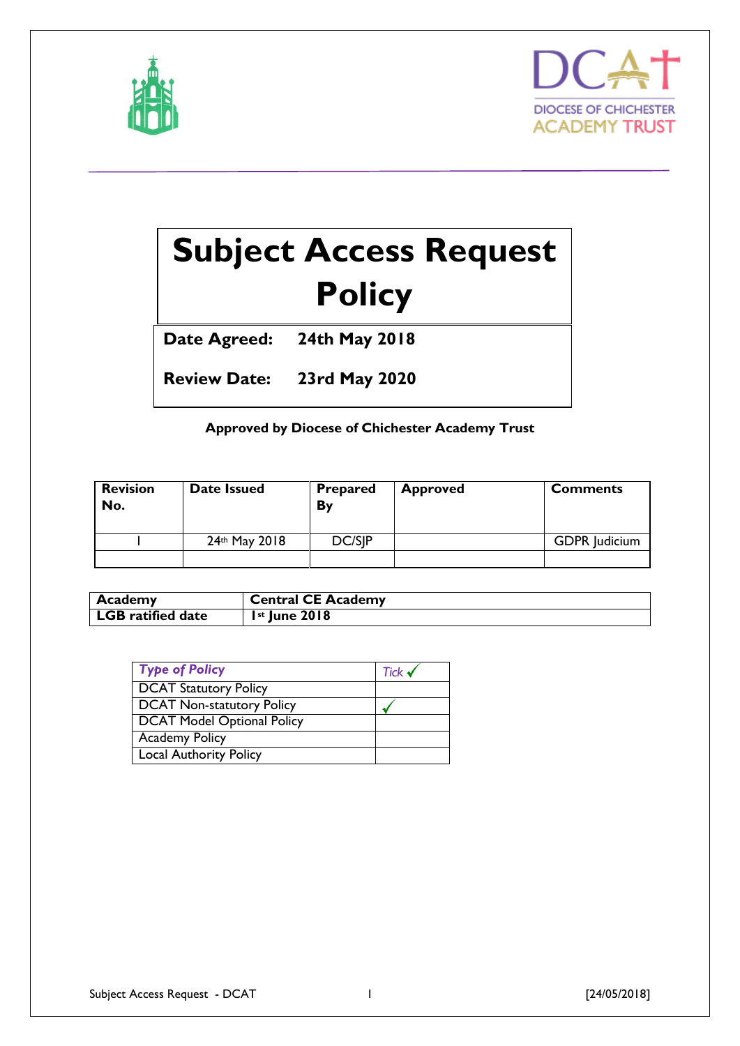DIOCESE OF CHICHESTER ACADEMY TRUST

# Subject Access Request Policy

| **Date Agreed:** | **24th May 2018** |
|---|---|
| **Review Date:** | **23rd May 2020** |

**Approved by Diocese of Chichester Academy Trust**

| **Revision No.** | **Date Issued** | **Prepared By** | **Approved** | **Comments** |
|---|---|---|---|---|
| 1 | 24th May 2018 | DC/SJP | | GDPR Judicium |
| | | | | |

| **Academy** | **Central CE Academy** |
|---|---|
| **LGB ratified date** | **1st June 2018** |

| *Type of Policy* | *Tick* ✓ |
|---|---|
| DCAT Statutory Policy | |
| DCAT Non-statutory Policy | ✓ |
| DCAT Model Optional Policy | |
| Academy Policy | |
| Local Authority Policy | |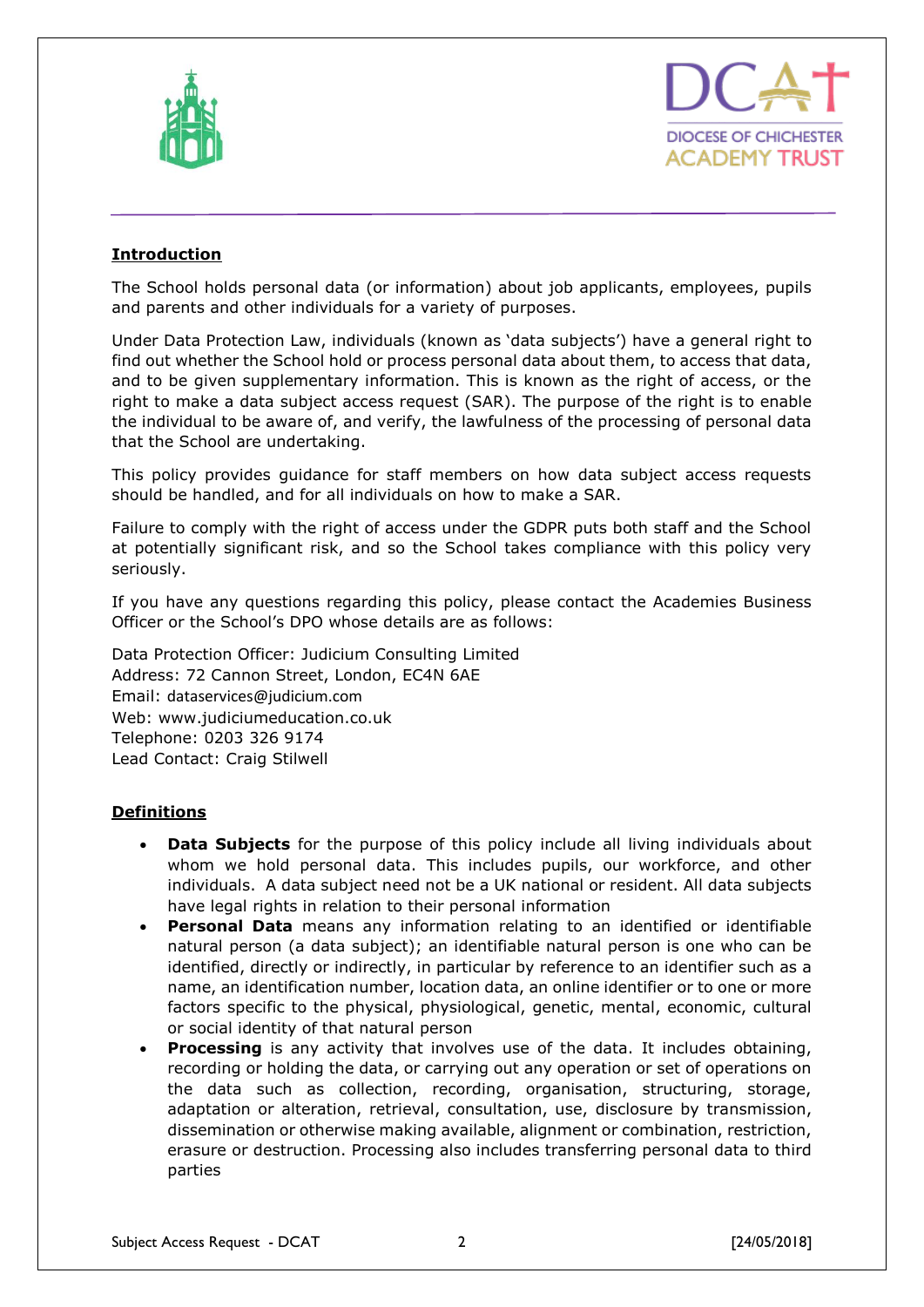## Introduction

The School holds personal data (or information) about job applicants, employees, pupils and parents and other individuals for a variety of purposes.

Under Data Protection Law, individuals (known as 'data subjects') have a general right to find out whether the School hold or process personal data about them, to access that data, and to be given supplementary information. This is known as the right of access, or the right to make a data subject access request (SAR). The purpose of the right is to enable the individual to be aware of, and verify, the lawfulness of the processing of personal data that the School are undertaking.

This policy provides guidance for staff members on how data subject access requests should be handled, and for all individuals on how to make a SAR.

Failure to comply with the right of access under the GDPR puts both staff and the School at potentially significant risk, and so the School takes compliance with this policy very seriously.

If you have any questions regarding this policy, please contact the Academies Business Officer or the School's DPO whose details are as follows:

Data Protection Officer: Judicium Consulting Limited
Address: 72 Cannon Street, London, EC4N 6AE
Email: dataservices@judicium.com
Web: www.judiciumeducation.co.uk
Telephone: 0203 326 9174
Lead Contact: Craig Stilwell

## Definitions

- **Data Subjects** for the purpose of this policy include all living individuals about whom we hold personal data. This includes pupils, our workforce, and other individuals. A data subject need not be a UK national or resident. All data subjects have legal rights in relation to their personal information
- **Personal Data** means any information relating to an identified or identifiable natural person (a data subject); an identifiable natural person is one who can be identified, directly or indirectly, in particular by reference to an identifier such as a name, an identification number, location data, an online identifier or to one or more factors specific to the physical, physiological, genetic, mental, economic, cultural or social identity of that natural person
- **Processing** is any activity that involves use of the data. It includes obtaining, recording or holding the data, or carrying out any operation or set of operations on the data such as collection, recording, organisation, structuring, storage, adaptation or alteration, retrieval, consultation, use, disclosure by transmission, dissemination or otherwise making available, alignment or combination, restriction, erasure or destruction. Processing also includes transferring personal data to third parties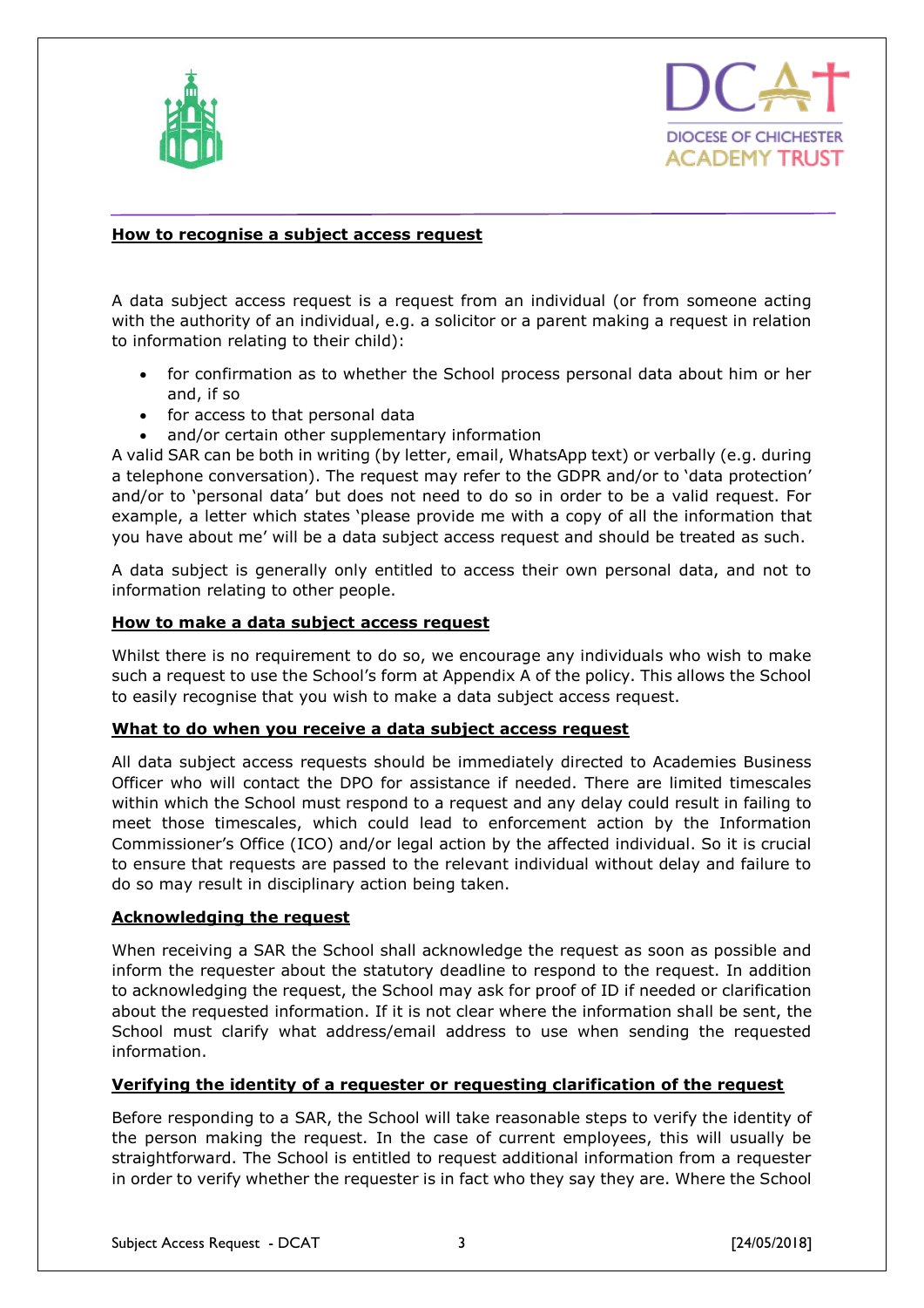## How to recognise a subject access request

A data subject access request is a request from an individual (or from someone acting with the authority of an individual, e.g. a solicitor or a parent making a request in relation to information relating to their child):

- for confirmation as to whether the School process personal data about him or her and, if so
- for access to that personal data
- and/or certain other supplementary information

A valid SAR can be both in writing (by letter, email, WhatsApp text) or verbally (e.g. during a telephone conversation). The request may refer to the GDPR and/or to 'data protection' and/or to 'personal data' but does not need to do so in order to be a valid request. For example, a letter which states 'please provide me with a copy of all the information that you have about me' will be a data subject access request and should be treated as such.

A data subject is generally only entitled to access their own personal data, and not to information relating to other people.

## How to make a data subject access request

Whilst there is no requirement to do so, we encourage any individuals who wish to make such a request to use the School's form at Appendix A of the policy. This allows the School to easily recognise that you wish to make a data subject access request.

## What to do when you receive a data subject access request

All data subject access requests should be immediately directed to Academies Business Officer who will contact the DPO for assistance if needed. There are limited timescales within which the School must respond to a request and any delay could result in failing to meet those timescales, which could lead to enforcement action by the Information Commissioner's Office (ICO) and/or legal action by the affected individual. So it is crucial to ensure that requests are passed to the relevant individual without delay and failure to do so may result in disciplinary action being taken.

## Acknowledging the request

When receiving a SAR the School shall acknowledge the request as soon as possible and inform the requester about the statutory deadline to respond to the request. In addition to acknowledging the request, the School may ask for proof of ID if needed or clarification about the requested information. If it is not clear where the information shall be sent, the School must clarify what address/email address to use when sending the requested information.

## Verifying the identity of a requester or requesting clarification of the request

Before responding to a SAR, the School will take reasonable steps to verify the identity of the person making the request. In the case of current employees, this will usually be straightforward. The School is entitled to request additional information from a requester in order to verify whether the requester is in fact who they say they are. Where the School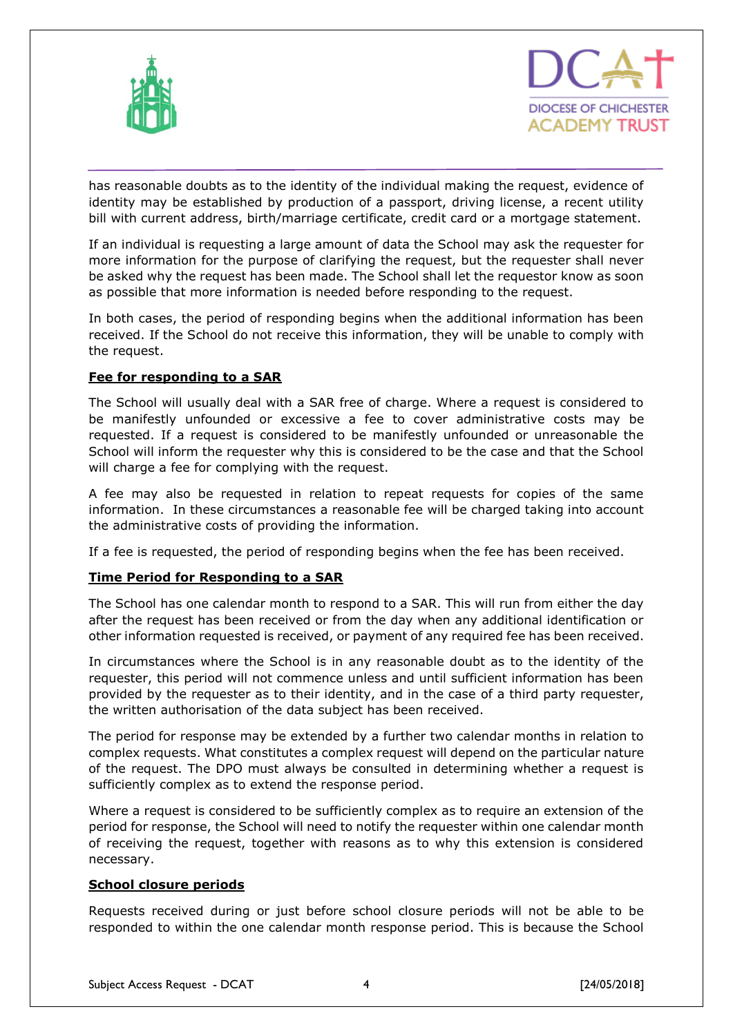has reasonable doubts as to the identity of the individual making the request, evidence of identity may be established by production of a passport, driving license, a recent utility bill with current address, birth/marriage certificate, credit card or a mortgage statement.

If an individual is requesting a large amount of data the School may ask the requester for more information for the purpose of clarifying the request, but the requester shall never be asked why the request has been made. The School shall let the requestor know as soon as possible that more information is needed before responding to the request.

In both cases, the period of responding begins when the additional information has been received. If the School do not receive this information, they will be unable to comply with the request.

**Fee for responding to a SAR**

The School will usually deal with a SAR free of charge. Where a request is considered to be manifestly unfounded or excessive a fee to cover administrative costs may be requested. If a request is considered to be manifestly unfounded or unreasonable the School will inform the requester why this is considered to be the case and that the School will charge a fee for complying with the request.

A fee may also be requested in relation to repeat requests for copies of the same information. In these circumstances a reasonable fee will be charged taking into account the administrative costs of providing the information.

If a fee is requested, the period of responding begins when the fee has been received.

**Time Period for Responding to a SAR**

The School has one calendar month to respond to a SAR. This will run from either the day after the request has been received or from the day when any additional identification or other information requested is received, or payment of any required fee has been received.

In circumstances where the School is in any reasonable doubt as to the identity of the requester, this period will not commence unless and until sufficient information has been provided by the requester as to their identity, and in the case of a third party requester, the written authorisation of the data subject has been received.

The period for response may be extended by a further two calendar months in relation to complex requests. What constitutes a complex request will depend on the particular nature of the request. The DPO must always be consulted in determining whether a request is sufficiently complex as to extend the response period.

Where a request is considered to be sufficiently complex as to require an extension of the period for response, the School will need to notify the requester within one calendar month of receiving the request, together with reasons as to why this extension is considered necessary.

**School closure periods**

Requests received during or just before school closure periods will not be able to be responded to within the one calendar month response period. This is because the School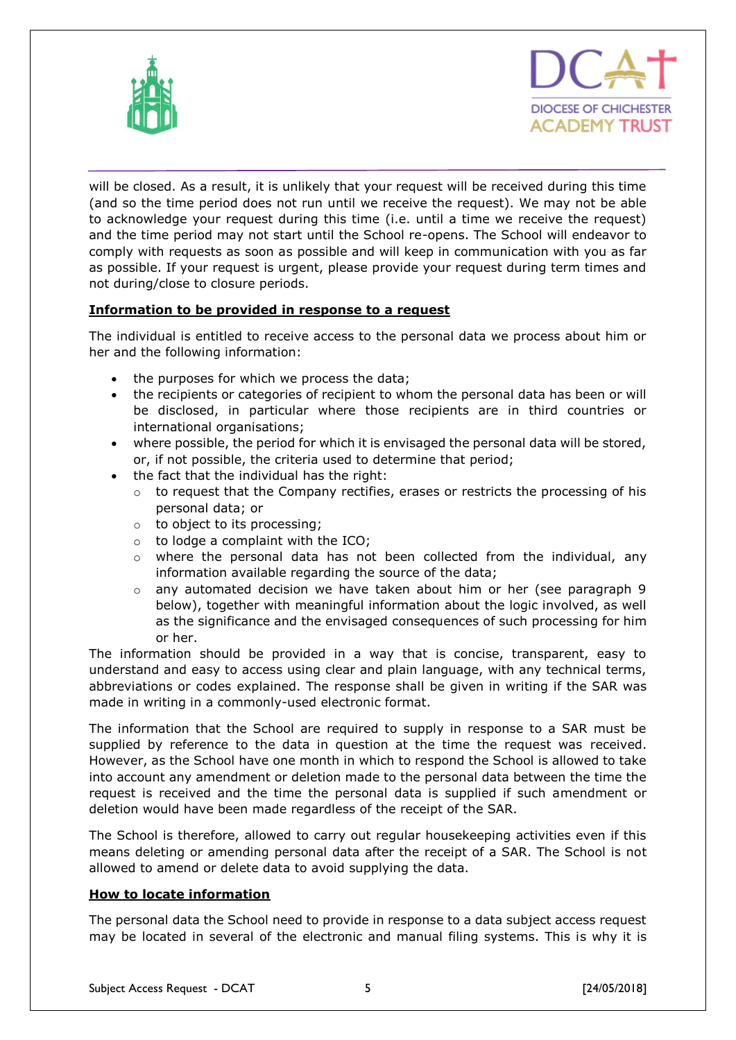will be closed. As a result, it is unlikely that your request will be received during this time (and so the time period does not run until we receive the request). We may not be able to acknowledge your request during this time (i.e. until a time we receive the request) and the time period may not start until the School re-opens. The School will endeavor to comply with requests as soon as possible and will keep in communication with you as far as possible. If your request is urgent, please provide your request during term times and not during/close to closure periods.

**Information to be provided in response to a request**

The individual is entitled to receive access to the personal data we process about him or her and the following information:

- the purposes for which we process the data;
- the recipients or categories of recipient to whom the personal data has been or will be disclosed, in particular where those recipients are in third countries or international organisations;
- where possible, the period for which it is envisaged the personal data will be stored, or, if not possible, the criteria used to determine that period;
- the fact that the individual has the right:
  - to request that the Company rectifies, erases or restricts the processing of his personal data; or
  - to object to its processing;
  - to lodge a complaint with the ICO;
  - where the personal data has not been collected from the individual, any information available regarding the source of the data;
  - any automated decision we have taken about him or her (see paragraph 9 below), together with meaningful information about the logic involved, as well as the significance and the envisaged consequences of such processing for him or her.

The information should be provided in a way that is concise, transparent, easy to understand and easy to access using clear and plain language, with any technical terms, abbreviations or codes explained. The response shall be given in writing if the SAR was made in writing in a commonly-used electronic format.

The information that the School are required to supply in response to a SAR must be supplied by reference to the data in question at the time the request was received. However, as the School have one month in which to respond the School is allowed to take into account any amendment or deletion made to the personal data between the time the request is received and the time the personal data is supplied if such amendment or deletion would have been made regardless of the receipt of the SAR.

The School is therefore, allowed to carry out regular housekeeping activities even if this means deleting or amending personal data after the receipt of a SAR. The School is not allowed to amend or delete data to avoid supplying the data.

**How to locate information**

The personal data the School need to provide in response to a data subject access request may be located in several of the electronic and manual filing systems. This is why it is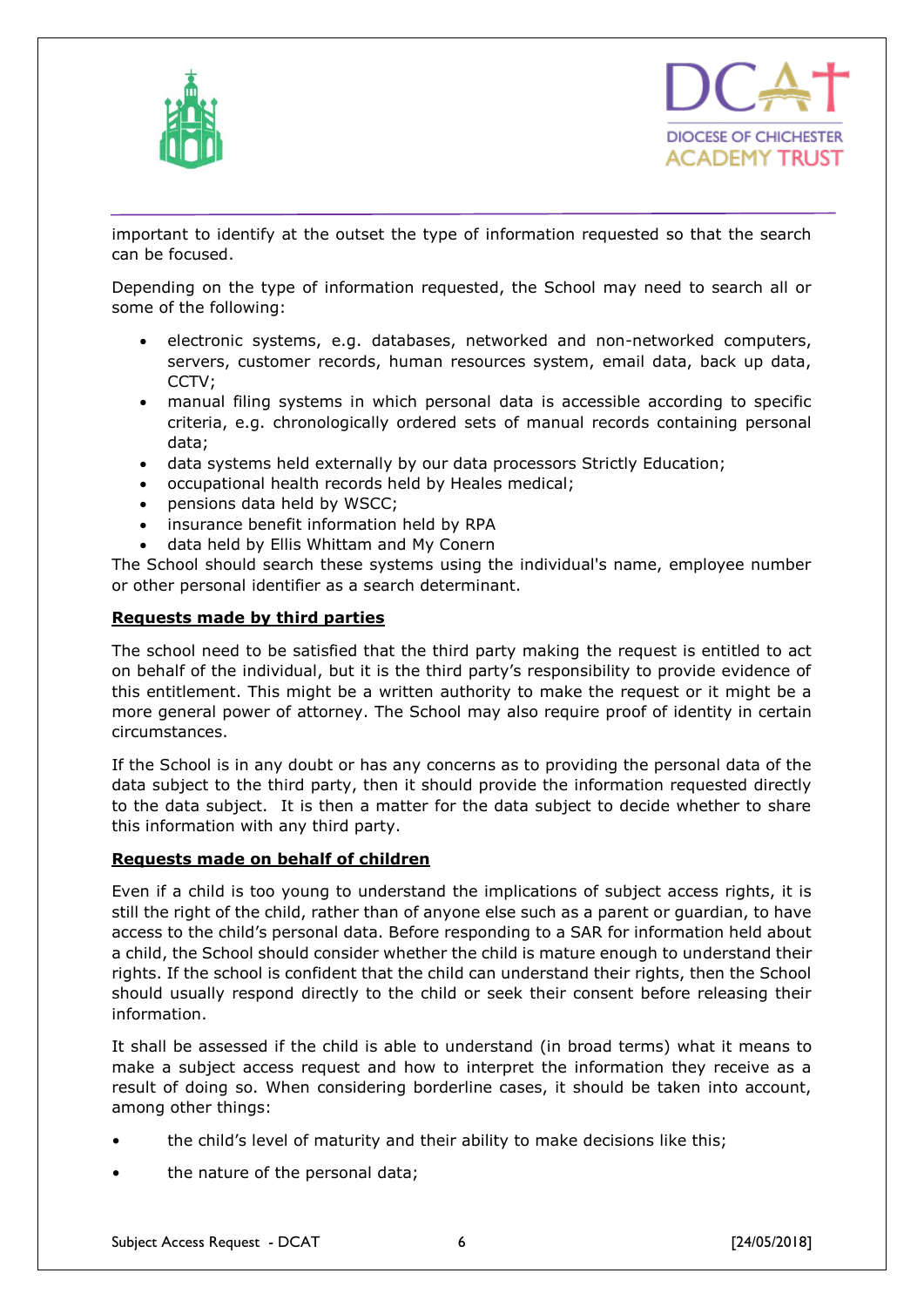important to identify at the outset the type of information requested so that the search can be focused.

Depending on the type of information requested, the School may need to search all or some of the following:

- electronic systems, e.g. databases, networked and non-networked computers, servers, customer records, human resources system, email data, back up data, CCTV;
- manual filing systems in which personal data is accessible according to specific criteria, e.g. chronologically ordered sets of manual records containing personal data;
- data systems held externally by our data processors Strictly Education;
- occupational health records held by Heales medical;
- pensions data held by WSCC;
- insurance benefit information held by RPA
- data held by Ellis Whittam and My Conern

The School should search these systems using the individual's name, employee number or other personal identifier as a search determinant.

**Requests made by third parties**

The school need to be satisfied that the third party making the request is entitled to act on behalf of the individual, but it is the third party's responsibility to provide evidence of this entitlement. This might be a written authority to make the request or it might be a more general power of attorney. The School may also require proof of identity in certain circumstances.

If the School is in any doubt or has any concerns as to providing the personal data of the data subject to the third party, then it should provide the information requested directly to the data subject. It is then a matter for the data subject to decide whether to share this information with any third party.

**Requests made on behalf of children**

Even if a child is too young to understand the implications of subject access rights, it is still the right of the child, rather than of anyone else such as a parent or guardian, to have access to the child's personal data. Before responding to a SAR for information held about a child, the School should consider whether the child is mature enough to understand their rights. If the school is confident that the child can understand their rights, then the School should usually respond directly to the child or seek their consent before releasing their information.

It shall be assessed if the child is able to understand (in broad terms) what it means to make a subject access request and how to interpret the information they receive as a result of doing so. When considering borderline cases, it should be taken into account, among other things:

- the child's level of maturity and their ability to make decisions like this;
- the nature of the personal data;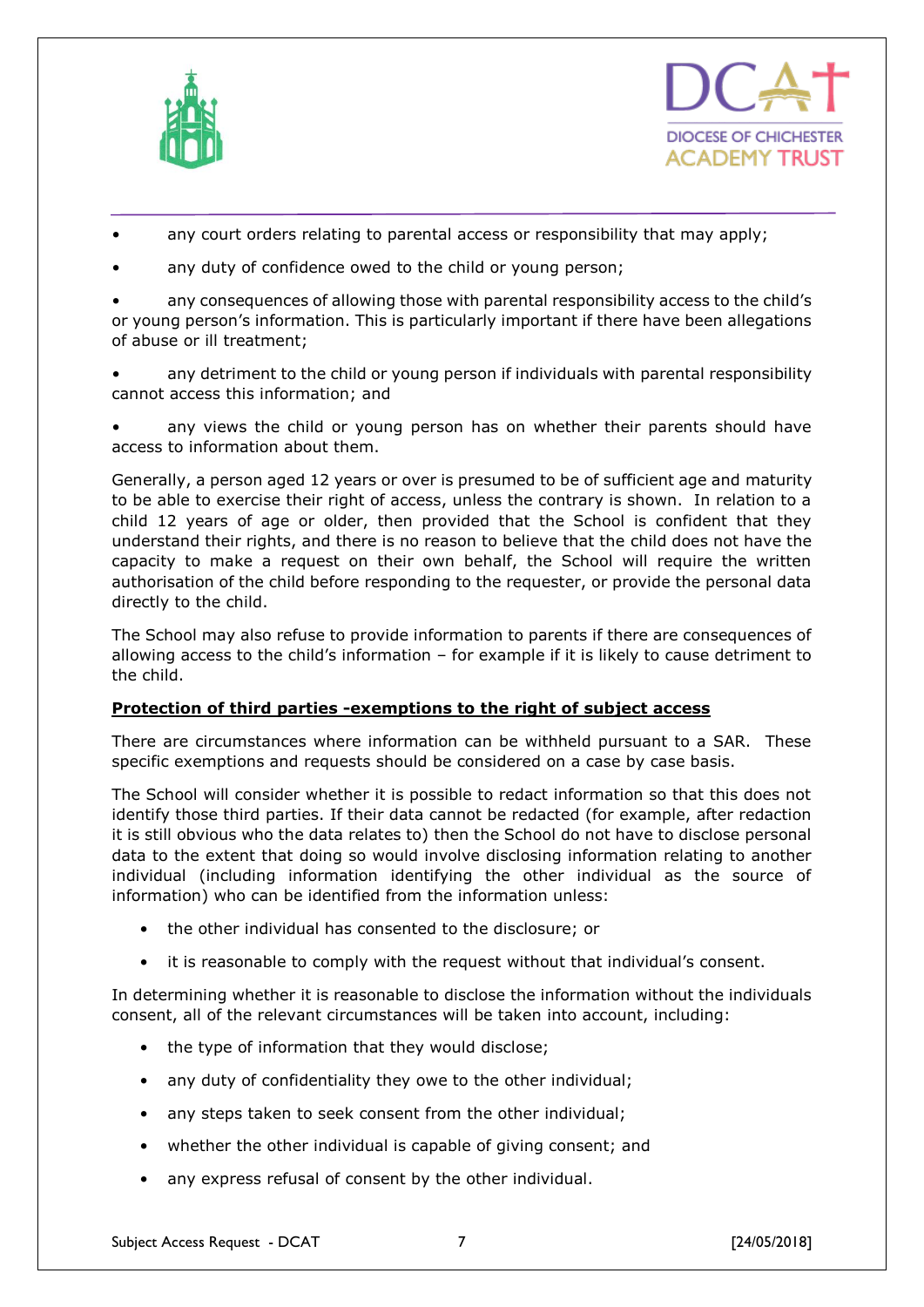- any court orders relating to parental access or responsibility that may apply;
- any duty of confidence owed to the child or young person;
- any consequences of allowing those with parental responsibility access to the child's or young person's information. This is particularly important if there have been allegations of abuse or ill treatment;
- any detriment to the child or young person if individuals with parental responsibility cannot access this information; and
- any views the child or young person has on whether their parents should have access to information about them.

Generally, a person aged 12 years or over is presumed to be of sufficient age and maturity to be able to exercise their right of access, unless the contrary is shown. In relation to a child 12 years of age or older, then provided that the School is confident that they understand their rights, and there is no reason to believe that the child does not have the capacity to make a request on their own behalf, the School will require the written authorisation of the child before responding to the requester, or provide the personal data directly to the child.

The School may also refuse to provide information to parents if there are consequences of allowing access to the child's information – for example if it is likely to cause detriment to the child.

**Protection of third parties -exemptions to the right of subject access**

There are circumstances where information can be withheld pursuant to a SAR. These specific exemptions and requests should be considered on a case by case basis.

The School will consider whether it is possible to redact information so that this does not identify those third parties. If their data cannot be redacted (for example, after redaction it is still obvious who the data relates to) then the School do not have to disclose personal data to the extent that doing so would involve disclosing information relating to another individual (including information identifying the other individual as the source of information) who can be identified from the information unless:

- the other individual has consented to the disclosure; or
- it is reasonable to comply with the request without that individual's consent.

In determining whether it is reasonable to disclose the information without the individuals consent, all of the relevant circumstances will be taken into account, including:

- the type of information that they would disclose;
- any duty of confidentiality they owe to the other individual;
- any steps taken to seek consent from the other individual;
- whether the other individual is capable of giving consent; and
- any express refusal of consent by the other individual.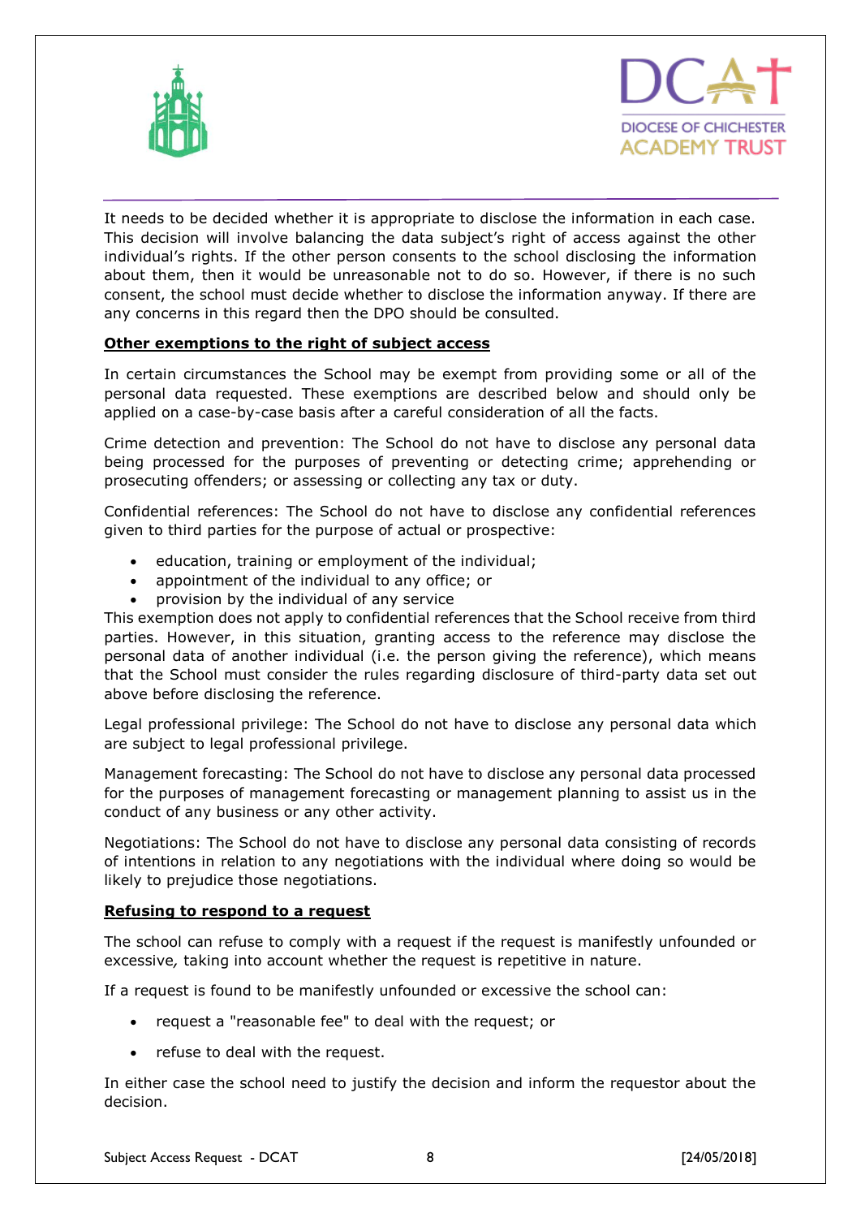It needs to be decided whether it is appropriate to disclose the information in each case. This decision will involve balancing the data subject's right of access against the other individual's rights. If the other person consents to the school disclosing the information about them, then it would be unreasonable not to do so. However, if there is no such consent, the school must decide whether to disclose the information anyway. If there are any concerns in this regard then the DPO should be consulted.

**Other exemptions to the right of subject access**

In certain circumstances the School may be exempt from providing some or all of the personal data requested. These exemptions are described below and should only be applied on a case-by-case basis after a careful consideration of all the facts.

Crime detection and prevention: The School do not have to disclose any personal data being processed for the purposes of preventing or detecting crime; apprehending or prosecuting offenders; or assessing or collecting any tax or duty.

Confidential references: The School do not have to disclose any confidential references given to third parties for the purpose of actual or prospective:

- education, training or employment of the individual;
- appointment of the individual to any office; or
- provision by the individual of any service

This exemption does not apply to confidential references that the School receive from third parties. However, in this situation, granting access to the reference may disclose the personal data of another individual (i.e. the person giving the reference), which means that the School must consider the rules regarding disclosure of third-party data set out above before disclosing the reference.

Legal professional privilege: The School do not have to disclose any personal data which are subject to legal professional privilege.

Management forecasting: The School do not have to disclose any personal data processed for the purposes of management forecasting or management planning to assist us in the conduct of any business or any other activity.

Negotiations: The School do not have to disclose any personal data consisting of records of intentions in relation to any negotiations with the individual where doing so would be likely to prejudice those negotiations.

**Refusing to respond to a request**

The school can refuse to comply with a request if the request is manifestly unfounded or excessive*,* taking into account whether the request is repetitive in nature.

If a request is found to be manifestly unfounded or excessive the school can:

- request a "reasonable fee" to deal with the request; or
- refuse to deal with the request.

In either case the school need to justify the decision and inform the requestor about the decision.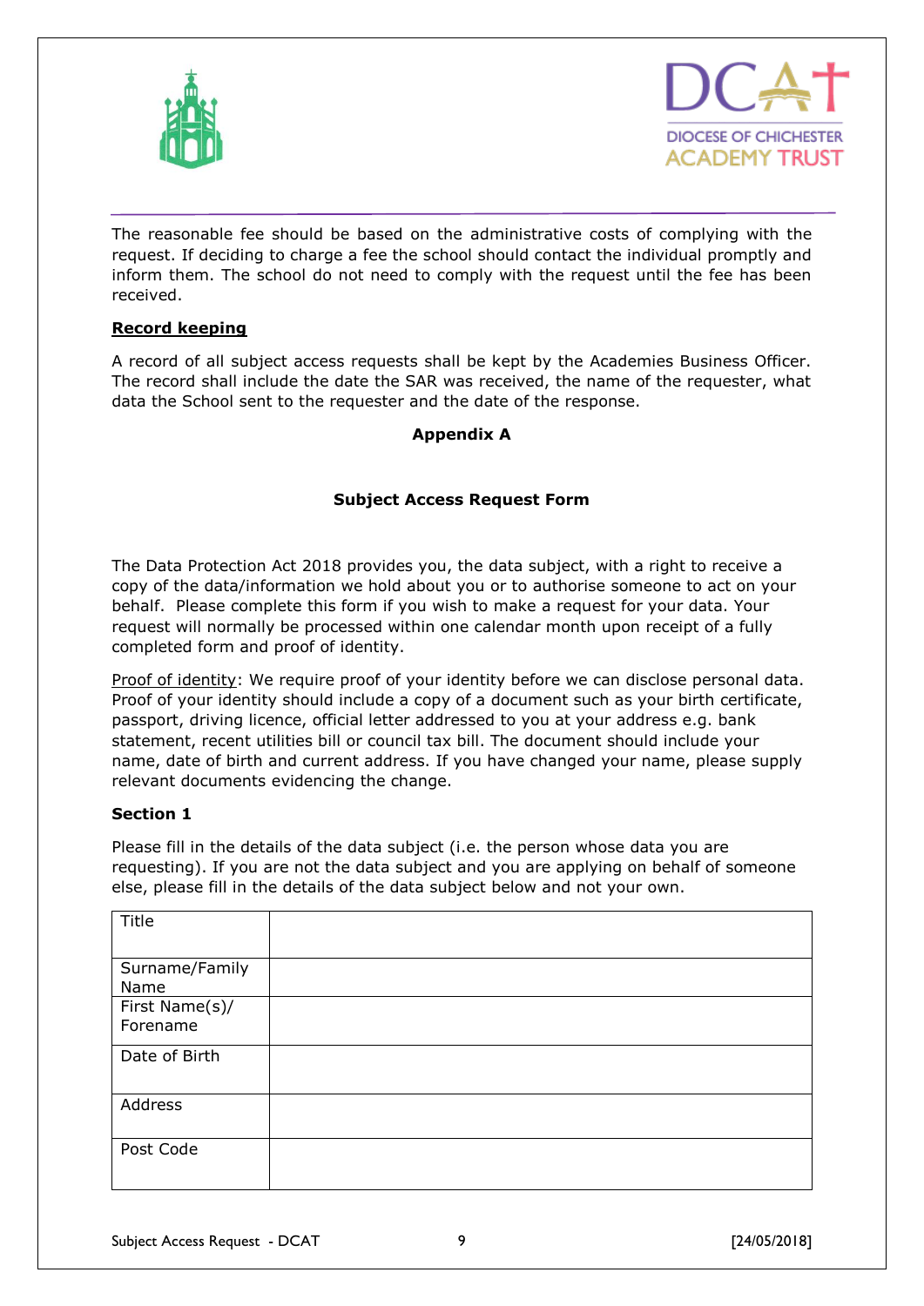The reasonable fee should be based on the administrative costs of complying with the request. If deciding to charge a fee the school should contact the individual promptly and inform them. The school do not need to comply with the request until the fee has been received.

**Record keeping**

A record of all subject access requests shall be kept by the Academies Business Officer. The record shall include the date the SAR was received, the name of the requester, what data the School sent to the requester and the date of the response.

**Appendix A**

**Subject Access Request Form**

The Data Protection Act 2018 provides you, the data subject, with a right to receive a copy of the data/information we hold about you or to authorise someone to act on your behalf. Please complete this form if you wish to make a request for your data. Your request will normally be processed within one calendar month upon receipt of a fully completed form and proof of identity.

Proof of identity: We require proof of your identity before we can disclose personal data. Proof of your identity should include a copy of a document such as your birth certificate, passport, driving licence, official letter addressed to you at your address e.g. bank statement, recent utilities bill or council tax bill. The document should include your name, date of birth and current address. If you have changed your name, please supply relevant documents evidencing the change.

**Section 1**

Please fill in the details of the data subject (i.e. the person whose data you are requesting). If you are not the data subject and you are applying on behalf of someone else, please fill in the details of the data subject below and not your own.

| | |
|---|---|
| Title | |
| Surname/Family Name | |
| First Name(s)/ Forename | |
| Date of Birth | |
| Address | |
| Post Code | |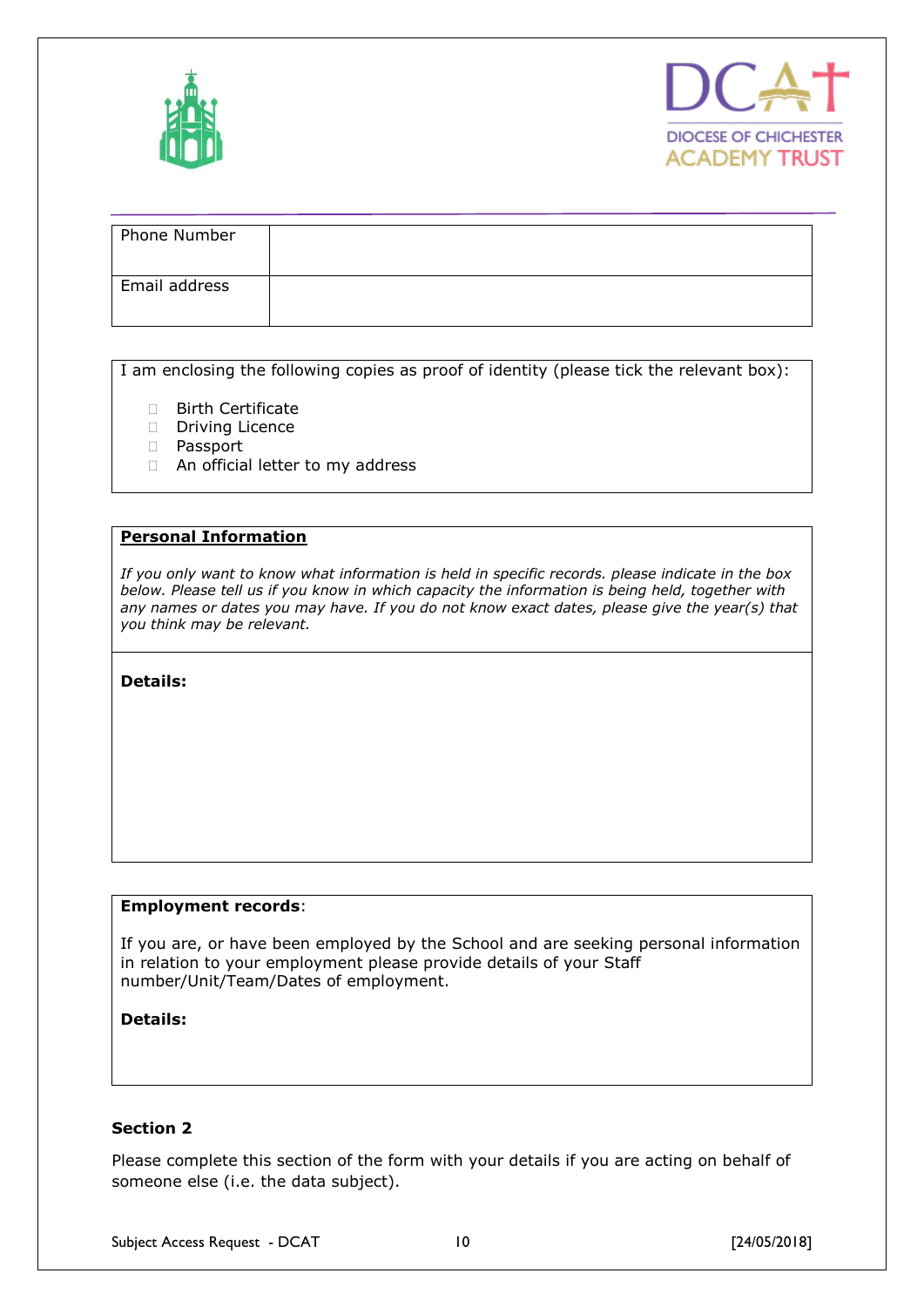| Phone Number | |
|---|---|
| Email address | |

I am enclosing the following copies as proof of identity (please tick the relevant box):

- ☐ Birth Certificate
- ☐ Driving Licence
- ☐ Passport
- ☐ An official letter to my address

**Personal Information**

*If you only want to know what information is held in specific records. please indicate in the box below. Please tell us if you know in which capacity the information is being held, together with any names or dates you may have. If you do not know exact dates, please give the year(s) that you think may be relevant.*

**Details:**

**Employment records**:

If you are, or have been employed by the School and are seeking personal information in relation to your employment please provide details of your Staff number/Unit/Team/Dates of employment.

**Details:**

**Section 2**

Please complete this section of the form with your details if you are acting on behalf of someone else (i.e. the data subject).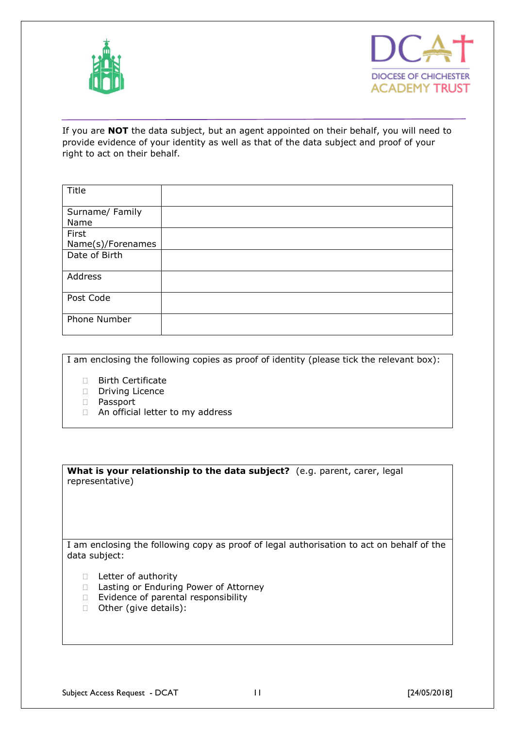If you are **NOT** the data subject, but an agent appointed on their behalf, you will need to provide evidence of your identity as well as that of the data subject and proof of your right to act on their behalf.

| Title | |
|---|---|
| Surname/ Family Name | |
| First Name(s)/Forenames | |
| Date of Birth | |
| Address | |
| Post Code | |
| Phone Number | |

I am enclosing the following copies as proof of identity (please tick the relevant box):

- ☐ Birth Certificate
- ☐ Driving Licence
- ☐ Passport
- ☐ An official letter to my address

**What is your relationship to the data subject?** (e.g. parent, carer, legal representative)

I am enclosing the following copy as proof of legal authorisation to act on behalf of the data subject:

- ☐ Letter of authority
- ☐ Lasting or Enduring Power of Attorney
- ☐ Evidence of parental responsibility
- ☐ Other (give details):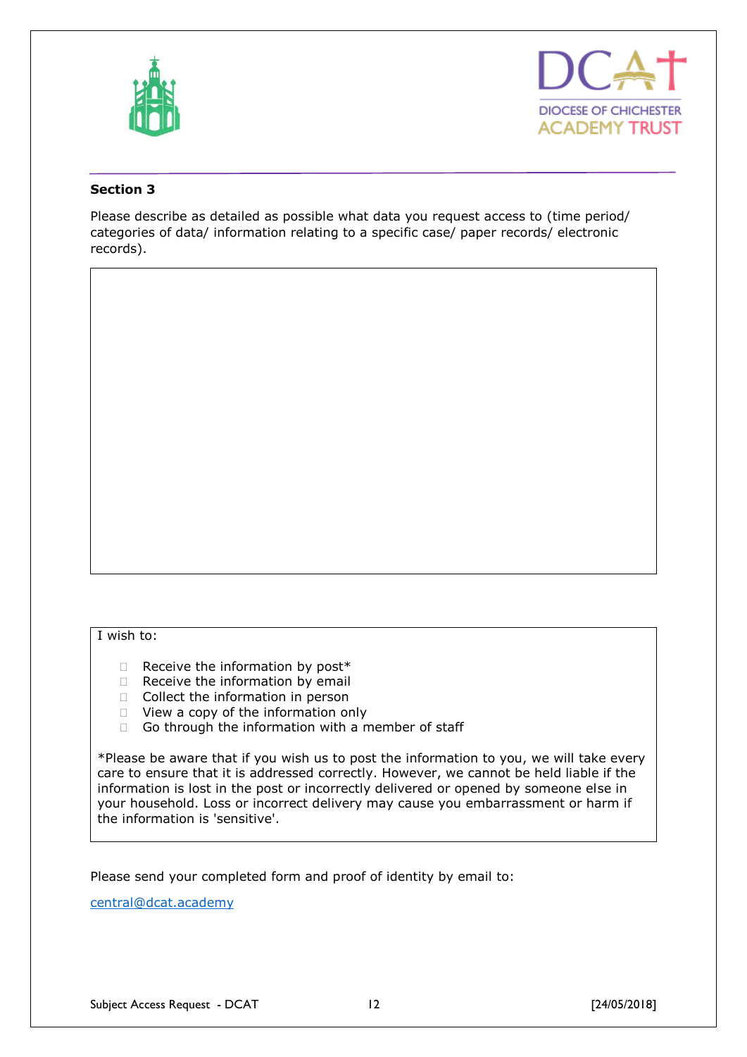**Section 3**

Please describe as detailed as possible what data you request access to (time period/ categories of data/ information relating to a specific case/ paper records/ electronic records).

| |
|---|
| |

I wish to:

- ☐ Receive the information by post*
- ☐ Receive the information by email
- ☐ Collect the information in person
- ☐ View a copy of the information only
- ☐ Go through the information with a member of staff

*Please be aware that if you wish us to post the information to you, we will take every care to ensure that it is addressed correctly. However, we cannot be held liable if the information is lost in the post or incorrectly delivered or opened by someone else in your household. Loss or incorrect delivery may cause you embarrassment or harm if the information is 'sensitive'.

Please send your completed form and proof of identity by email to:

[central@dcat.academy](mailto:central@dcat.academy)